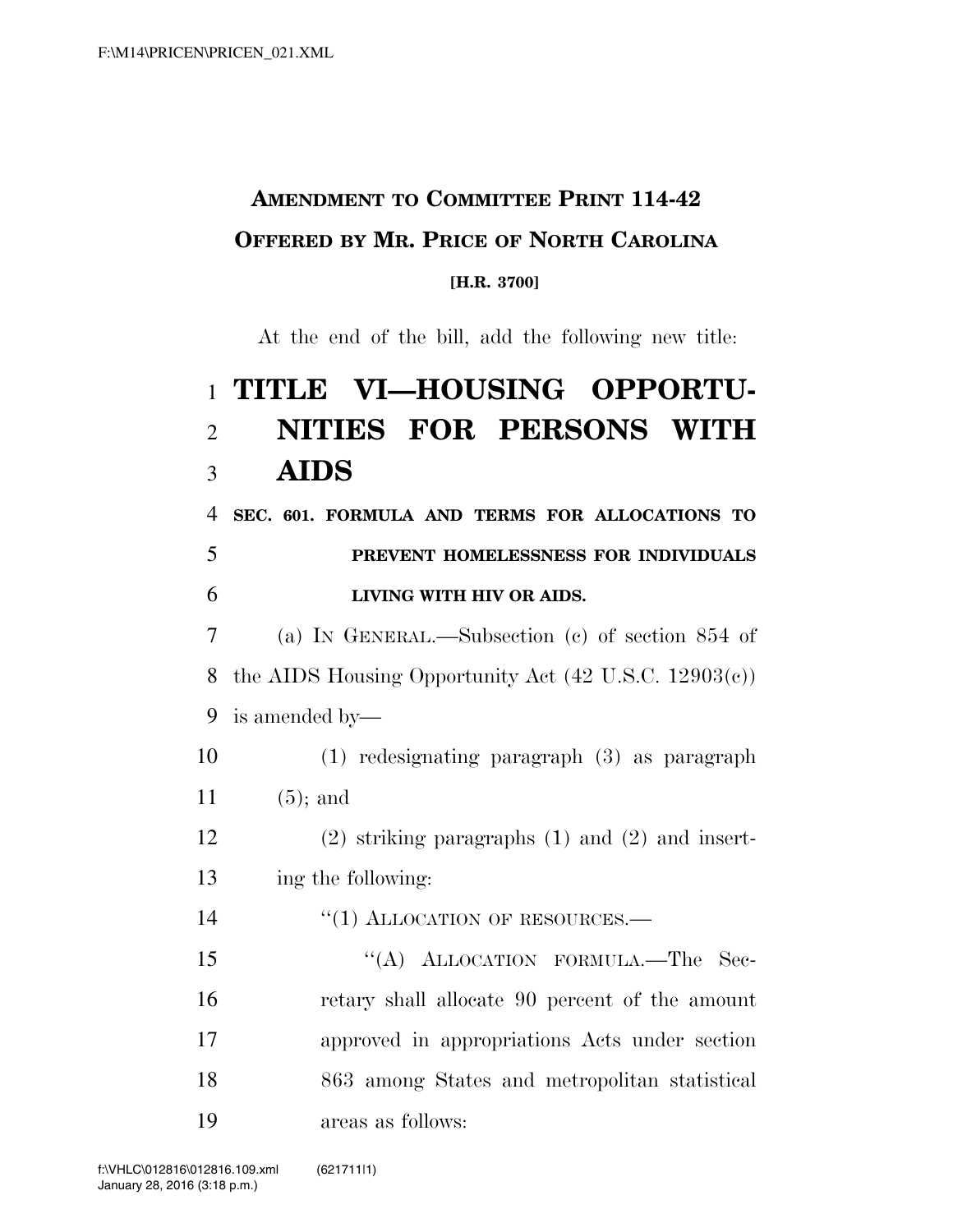**AMENDMENT TO COMMITTEE PRINT 114-42**
**OFFERED BY MR. PRICE OF NORTH CAROLINA**

**[H.R. 3700]**

At the end of the bill, add the following new title:

# TITLE VI—HOUSING OPPORTUNITIES FOR PERSONS WITH AIDS

**SEC. 601. FORMULA AND TERMS FOR ALLOCATIONS TO PREVENT HOMELESSNESS FOR INDIVIDUALS LIVING WITH HIV OR AIDS.**

(a) IN GENERAL.—Subsection (c) of section 854 of the AIDS Housing Opportunity Act (42 U.S.C. 12903(c)) is amended by—

(1) redesignating paragraph (3) as paragraph (5); and

(2) striking paragraphs (1) and (2) and inserting the following:

"(1) ALLOCATION OF RESOURCES.—

"(A) ALLOCATION FORMULA.—The Secretary shall allocate 90 percent of the amount approved in appropriations Acts under section 863 among States and metropolitan statistical areas as follows: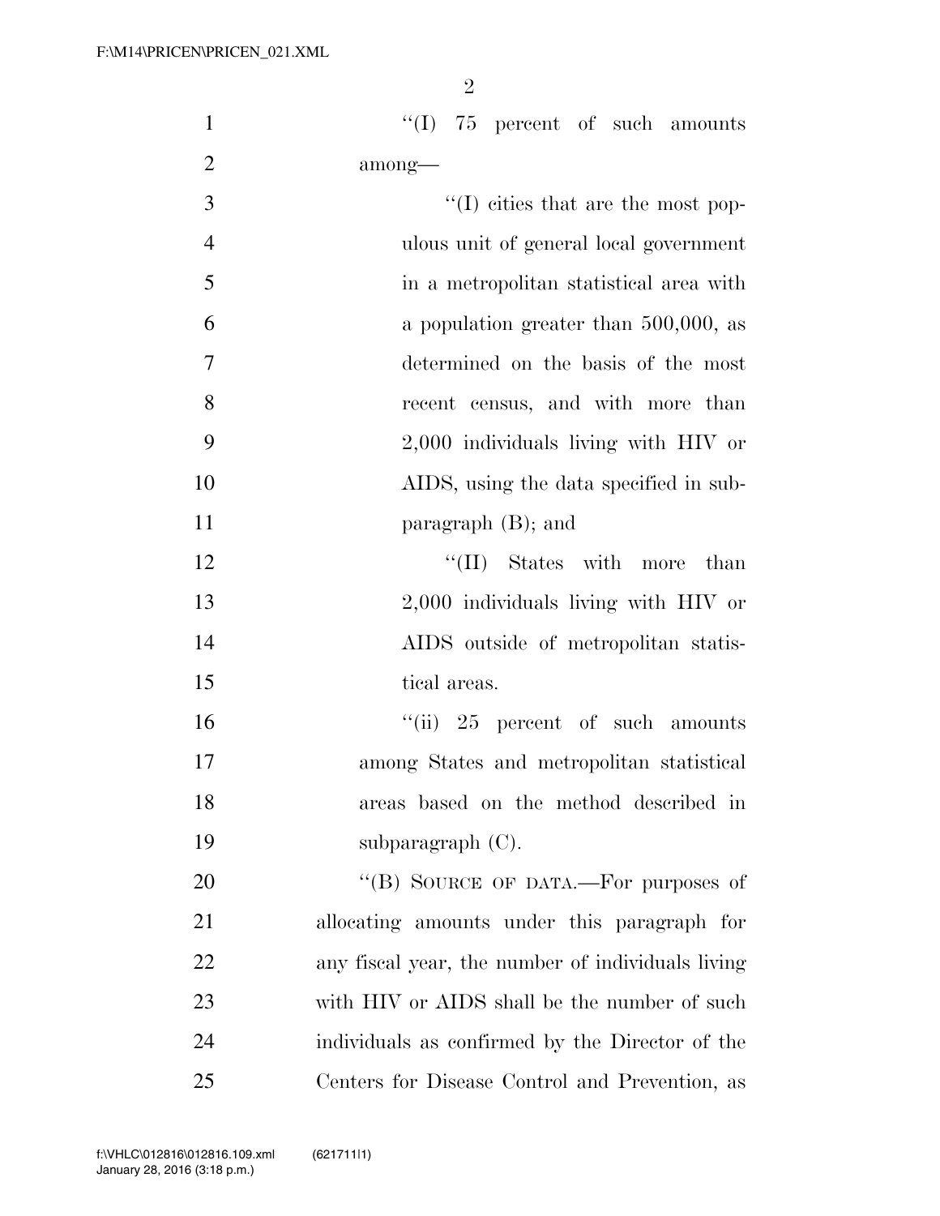"(I) 75 percent of such amounts among—

"(I) cities that are the most populous unit of general local government in a metropolitan statistical area with a population greater than 500,000, as determined on the basis of the most recent census, and with more than 2,000 individuals living with HIV or AIDS, using the data specified in subparagraph (B); and

"(II) States with more than 2,000 individuals living with HIV or AIDS outside of metropolitan statistical areas.

"(ii) 25 percent of such amounts among States and metropolitan statistical areas based on the method described in subparagraph (C).

"(B) SOURCE OF DATA.—For purposes of allocating amounts under this paragraph for any fiscal year, the number of individuals living with HIV or AIDS shall be the number of such individuals as confirmed by the Director of the Centers for Disease Control and Prevention, as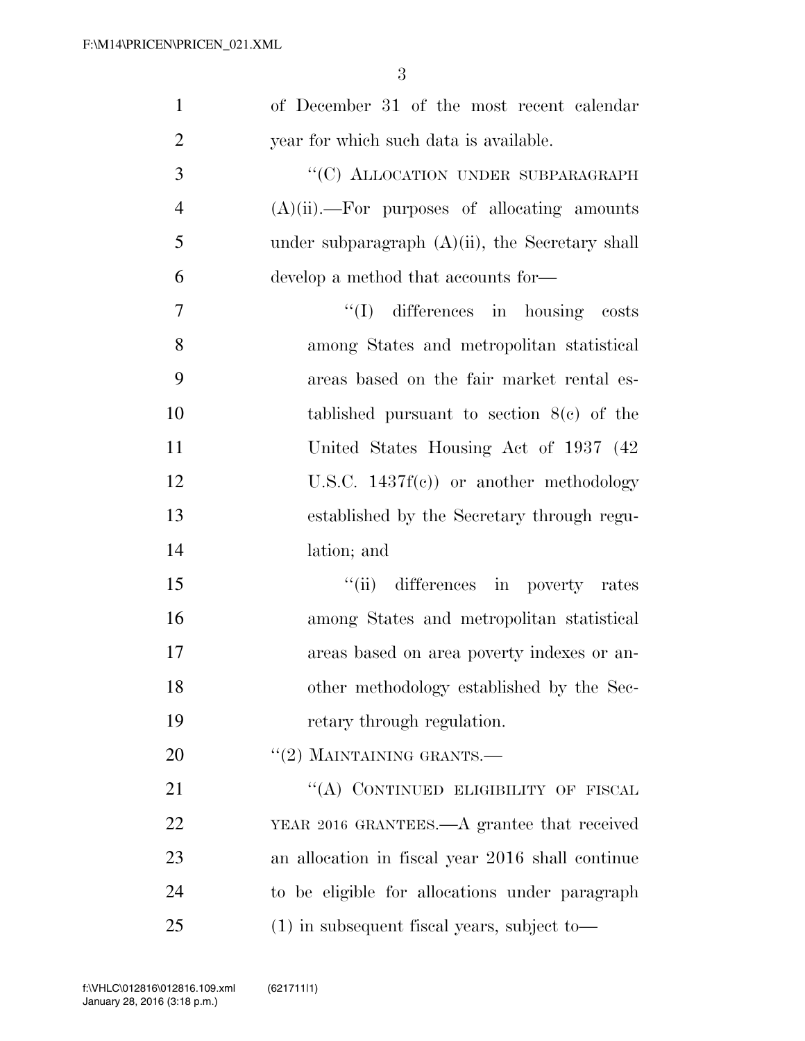of December 31 of the most recent calendar year for which such data is available.

"(C) ALLOCATION UNDER SUBPARAGRAPH (A)(ii).—For purposes of allocating amounts under subparagraph (A)(ii), the Secretary shall develop a method that accounts for—

"(I) differences in housing costs among States and metropolitan statistical areas based on the fair market rental established pursuant to section 8(c) of the United States Housing Act of 1937 (42 U.S.C. 1437f(c)) or another methodology established by the Secretary through regulation; and

"(ii) differences in poverty rates among States and metropolitan statistical areas based on area poverty indexes or another methodology established by the Secretary through regulation.

"(2) MAINTAINING GRANTS.—

"(A) CONTINUED ELIGIBILITY OF FISCAL YEAR 2016 GRANTEES.—A grantee that received an allocation in fiscal year 2016 shall continue to be eligible for allocations under paragraph (1) in subsequent fiscal years, subject to—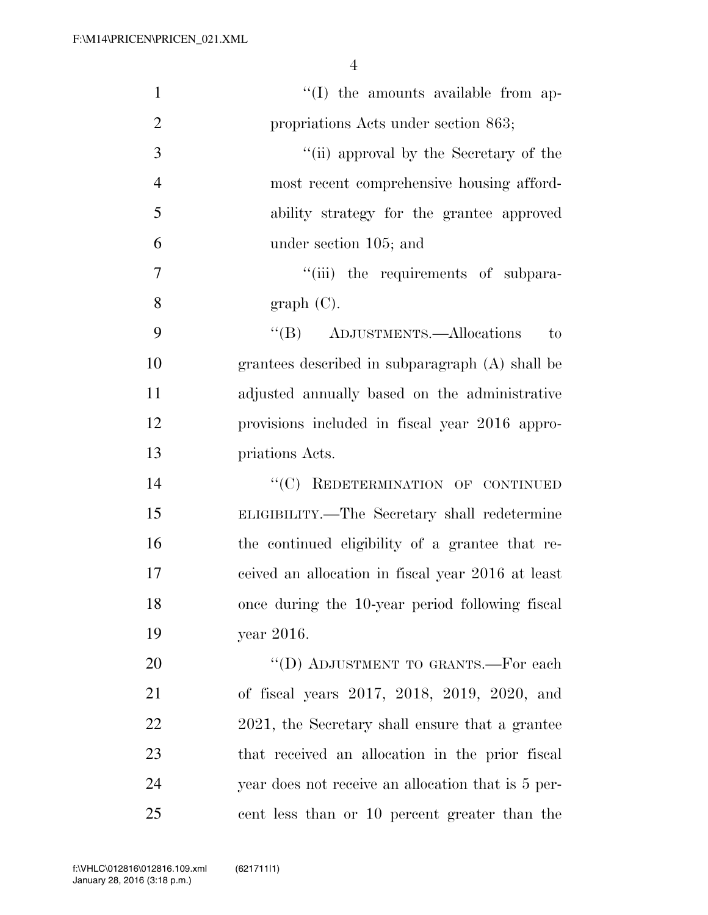"(I) the amounts available from appropriations Acts under section 863;

"(ii) approval by the Secretary of the most recent comprehensive housing affordability strategy for the grantee approved under section 105; and

"(iii) the requirements of subparagraph (C).

"(B) ADJUSTMENTS.—Allocations to grantees described in subparagraph (A) shall be adjusted annually based on the administrative provisions included in fiscal year 2016 appropriations Acts.

"(C) REDETERMINATION OF CONTINUED ELIGIBILITY.—The Secretary shall redetermine the continued eligibility of a grantee that received an allocation in fiscal year 2016 at least once during the 10-year period following fiscal year 2016.

"(D) ADJUSTMENT TO GRANTS.—For each of fiscal years 2017, 2018, 2019, 2020, and 2021, the Secretary shall ensure that a grantee that received an allocation in the prior fiscal year does not receive an allocation that is 5 percent less than or 10 percent greater than the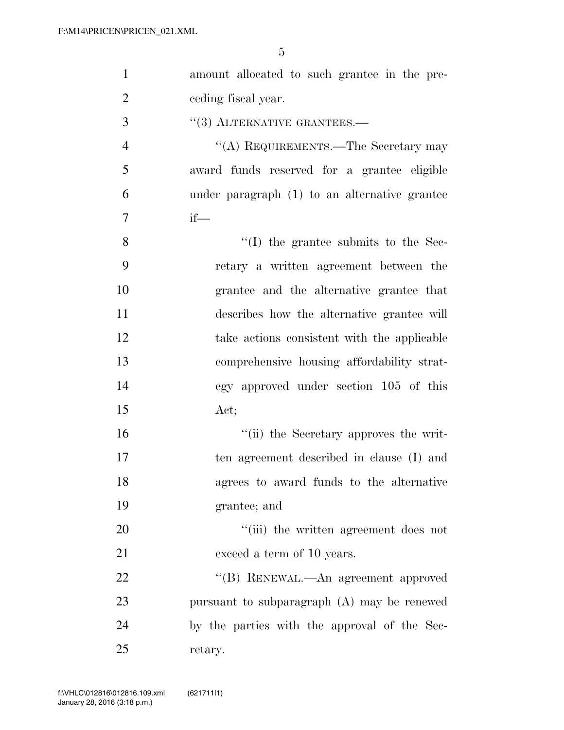amount allocated to such grantee in the preceding fiscal year.

"(3) ALTERNATIVE GRANTEES.—

"(A) REQUIREMENTS.—The Secretary may award funds reserved for a grantee eligible under paragraph (1) to an alternative grantee if—

"(I) the grantee submits to the Secretary a written agreement between the grantee and the alternative grantee that describes how the alternative grantee will take actions consistent with the applicable comprehensive housing affordability strategy approved under section 105 of this Act;

"(ii) the Secretary approves the written agreement described in clause (I) and agrees to award funds to the alternative grantee; and

"(iii) the written agreement does not exceed a term of 10 years.

"(B) RENEWAL.—An agreement approved pursuant to subparagraph (A) may be renewed by the parties with the approval of the Secretary.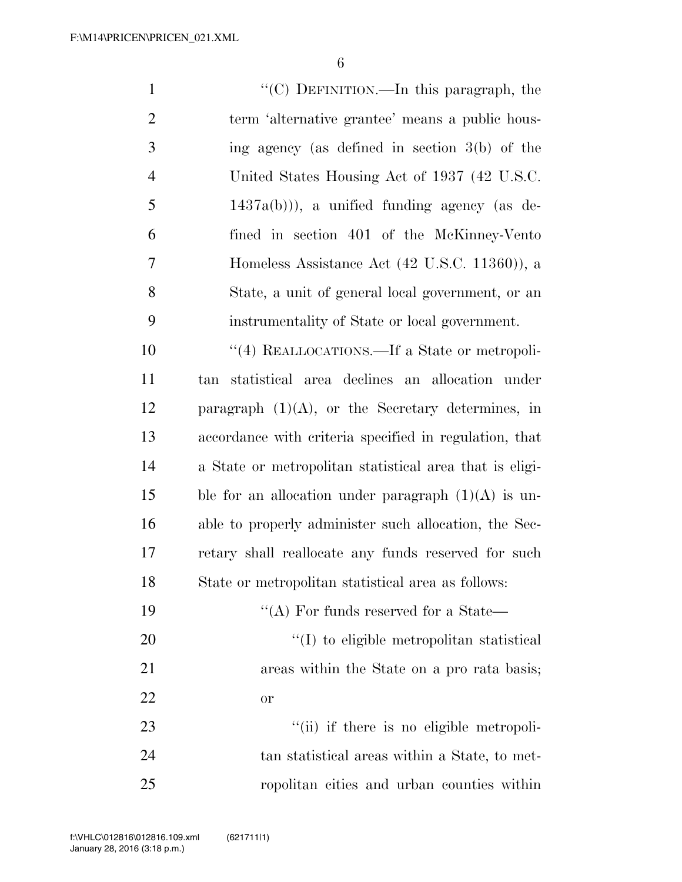"(C) DEFINITION.—In this paragraph, the term 'alternative grantee' means a public housing agency (as defined in section 3(b) of the United States Housing Act of 1937 (42 U.S.C. 1437a(b))), a unified funding agency (as defined in section 401 of the McKinney-Vento Homeless Assistance Act (42 U.S.C. 11360)), a State, a unit of general local government, or an instrumentality of State or local government.

"(4) REALLOCATIONS.—If a State or metropolitan statistical area declines an allocation under paragraph (1)(A), or the Secretary determines, in accordance with criteria specified in regulation, that a State or metropolitan statistical area that is eligible for an allocation under paragraph (1)(A) is unable to properly administer such allocation, the Secretary shall reallocate any funds reserved for such State or metropolitan statistical area as follows:

"(A) For funds reserved for a State—

"(I) to eligible metropolitan statistical areas within the State on a pro rata basis; or

"(ii) if there is no eligible metropolitan statistical areas within a State, to metropolitan cities and urban counties within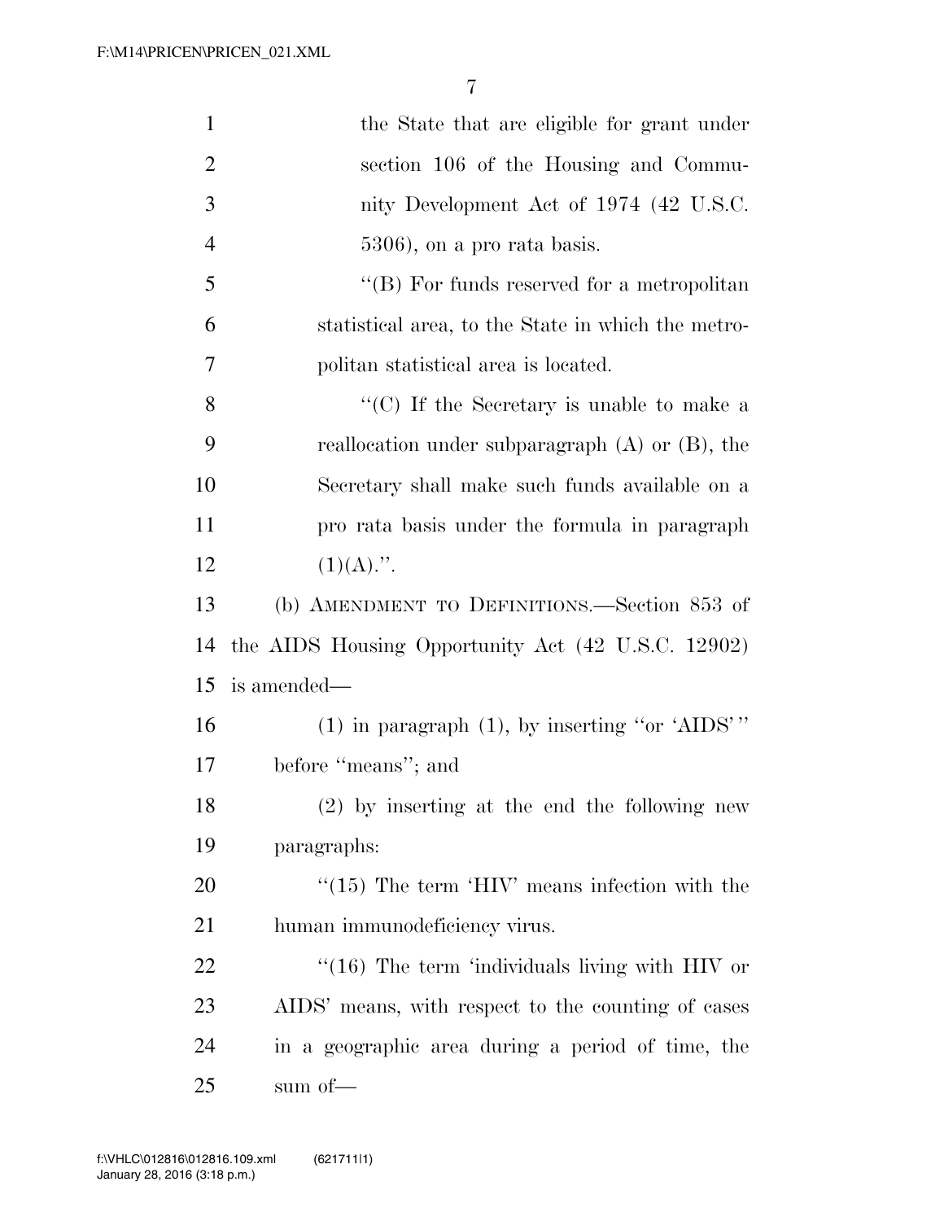the State that are eligible for grant under section 106 of the Housing and Community Development Act of 1974 (42 U.S.C. 5306), on a pro rata basis.

"(B) For funds reserved for a metropolitan statistical area, to the State in which the metropolitan statistical area is located.

"(C) If the Secretary is unable to make a reallocation under subparagraph (A) or (B), the Secretary shall make such funds available on a pro rata basis under the formula in paragraph (1)(A).".

(b) AMENDMENT TO DEFINITIONS.—Section 853 of the AIDS Housing Opportunity Act (42 U.S.C. 12902) is amended—

(1) in paragraph (1), by inserting "or 'AIDS' " before "means"; and

(2) by inserting at the end the following new paragraphs:

"(15) The term 'HIV' means infection with the human immunodeficiency virus.

"(16) The term 'individuals living with HIV or AIDS' means, with respect to the counting of cases in a geographic area during a period of time, the sum of—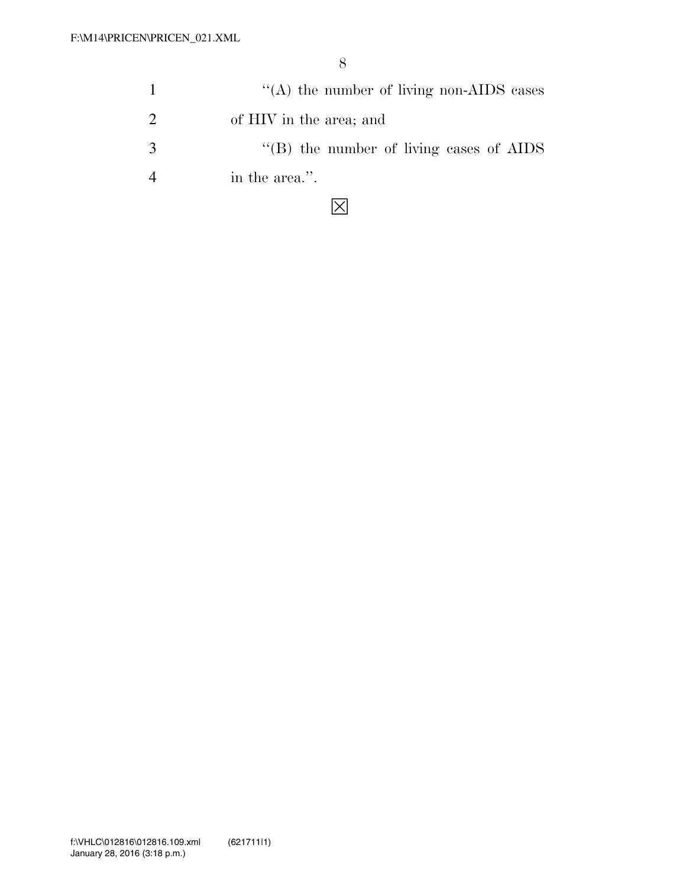"(A) the number of living non-AIDS cases of HIV in the area; and

"(B) the number of living cases of AIDS in the area.".

☒